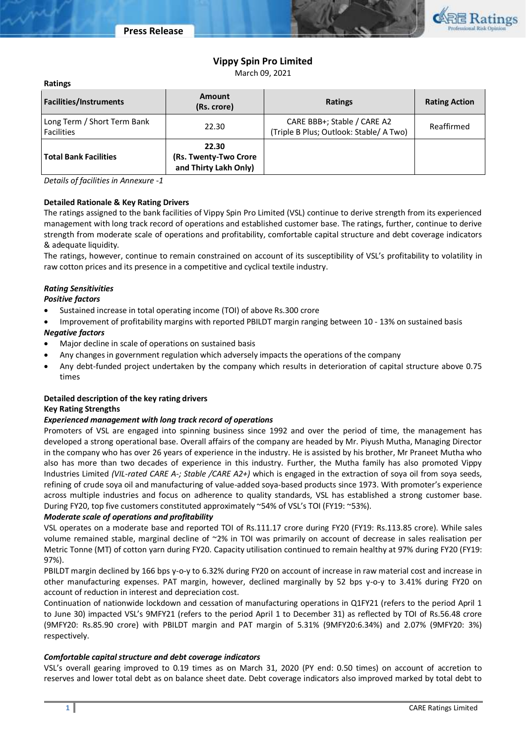# Vippy Spin Pro Limited

March 09, 2021

**Ratings**

| Facilities/Instruments | Amount (Rs. crore) | Ratings | Rating Action |
|---|---|---|---|
| Long Term / Short Term Bank Facilities | 22.30 | CARE BBB+; Stable / CARE A2 (Triple B Plus; Outlook: Stable/ A Two) | Reaffirmed |
| **Total Bank Facilities** | **22.30 (Rs. Twenty-Two Crore and Thirty Lakh Only)** | | |

*Details of facilities in Annexure -1*

### Detailed Rationale & Key Rating Drivers

The ratings assigned to the bank facilities of Vippy Spin Pro Limited (VSL) continue to derive strength from its experienced management with long track record of operations and established customer base. The ratings, further, continue to derive strength from moderate scale of operations and profitability, comfortable capital structure and debt coverage indicators & adequate liquidity.

The ratings, however, continue to remain constrained on account of its susceptibility of VSL's profitability to volatility in raw cotton prices and its presence in a competitive and cyclical textile industry.

#### *Rating Sensitivities*

***Positive factors***

- Sustained increase in total operating income (TOI) of above Rs.300 crore
- Improvement of profitability margins with reported PBILDT margin ranging between 10 - 13% on sustained basis

***Negative factors***

- Major decline in scale of operations on sustained basis
- Any changes in government regulation which adversely impacts the operations of the company
- Any debt-funded project undertaken by the company which results in deterioration of capital structure above 0.75 times

### Detailed description of the key rating drivers

#### Key Rating Strengths

***Experienced management with long track record of operations***

Promoters of VSL are engaged into spinning business since 1992 and over the period of time, the management has developed a strong operational base. Overall affairs of the company are headed by Mr. Piyush Mutha, Managing Director in the company who has over 26 years of experience in the industry. He is assisted by his brother, Mr Praneet Mutha who also has more than two decades of experience in this industry. Further, the Mutha family has also promoted Vippy Industries Limited *(VIL-rated CARE A-; Stable /CARE A2+)* which is engaged in the extraction of soya oil from soya seeds, refining of crude soya oil and manufacturing of value-added soya-based products since 1973. With promoter's experience across multiple industries and focus on adherence to quality standards, VSL has established a strong customer base. During FY20, top five customers constituted approximately ~54% of VSL's TOI (FY19: ~53%).

***Moderate scale of operations and profitability***

VSL operates on a moderate base and reported TOI of Rs.111.17 crore during FY20 (FY19: Rs.113.85 crore). While sales volume remained stable, marginal decline of ~2% in TOI was primarily on account of decrease in sales realisation per Metric Tonne (MT) of cotton yarn during FY20. Capacity utilisation continued to remain healthy at 97% during FY20 (FY19: 97%).

PBILDT margin declined by 166 bps y-o-y to 6.32% during FY20 on account of increase in raw material cost and increase in other manufacturing expenses. PAT margin, however, declined marginally by 52 bps y-o-y to 3.41% during FY20 on account of reduction in interest and depreciation cost.

Continuation of nationwide lockdown and cessation of manufacturing operations in Q1FY21 (refers to the period April 1 to June 30) impacted VSL's 9MFY21 (refers to the period April 1 to December 31) as reflected by TOI of Rs.56.48 crore (9MFY20: Rs.85.90 crore) with PBILDT margin and PAT margin of 5.31% (9MFY20:6.34%) and 2.07% (9MFY20: 3%) respectively.

***Comfortable capital structure and debt coverage indicators***

VSL's overall gearing improved to 0.19 times as on March 31, 2020 (PY end: 0.50 times) on account of accretion to reserves and lower total debt as on balance sheet date. Debt coverage indicators also improved marked by total debt to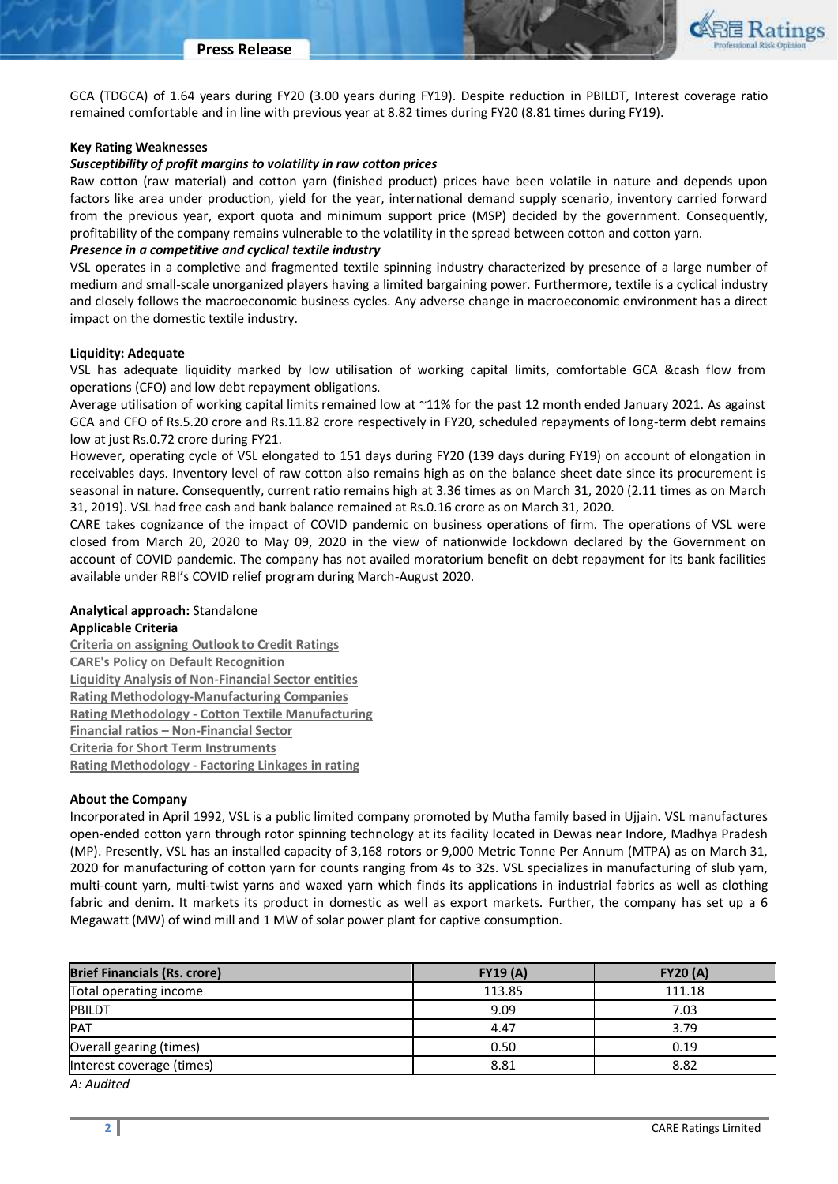GCA (TDGCA) of 1.64 years during FY20 (3.00 years during FY19). Despite reduction in PBILDT, Interest coverage ratio remained comfortable and in line with previous year at 8.82 times during FY20 (8.81 times during FY19).

**Key Rating Weaknesses**

***Susceptibility of profit margins to volatility in raw cotton prices***

Raw cotton (raw material) and cotton yarn (finished product) prices have been volatile in nature and depends upon factors like area under production, yield for the year, international demand supply scenario, inventory carried forward from the previous year, export quota and minimum support price (MSP) decided by the government. Consequently, profitability of the company remains vulnerable to the volatility in the spread between cotton and cotton yarn.

***Presence in a competitive and cyclical textile industry***

VSL operates in a completive and fragmented textile spinning industry characterized by presence of a large number of medium and small-scale unorganized players having a limited bargaining power. Furthermore, textile is a cyclical industry and closely follows the macroeconomic business cycles. Any adverse change in macroeconomic environment has a direct impact on the domestic textile industry.

**Liquidity: Adequate**

VSL has adequate liquidity marked by low utilisation of working capital limits, comfortable GCA &cash flow from operations (CFO) and low debt repayment obligations.

Average utilisation of working capital limits remained low at ~11% for the past 12 month ended January 2021. As against GCA and CFO of Rs.5.20 crore and Rs.11.82 crore respectively in FY20, scheduled repayments of long-term debt remains low at just Rs.0.72 crore during FY21.

However, operating cycle of VSL elongated to 151 days during FY20 (139 days during FY19) on account of elongation in receivables days. Inventory level of raw cotton also remains high as on the balance sheet date since its procurement is seasonal in nature. Consequently, current ratio remains high at 3.36 times as on March 31, 2020 (2.11 times as on March 31, 2019). VSL had free cash and bank balance remained at Rs.0.16 crore as on March 31, 2020.

CARE takes cognizance of the impact of COVID pandemic on business operations of firm. The operations of VSL were closed from March 20, 2020 to May 09, 2020 in the view of nationwide lockdown declared by the Government on account of COVID pandemic. The company has not availed moratorium benefit on debt repayment for its bank facilities available under RBI's COVID relief program during March-August 2020.

**Analytical approach:** Standalone

**Applicable Criteria**

Criteria on assigning Outlook to Credit Ratings
CARE's Policy on Default Recognition
Liquidity Analysis of Non-Financial Sector entities
Rating Methodology-Manufacturing Companies
Rating Methodology - Cotton Textile Manufacturing
Financial ratios – Non-Financial Sector
Criteria for Short Term Instruments
Rating Methodology - Factoring Linkages in rating

**About the Company**

Incorporated in April 1992, VSL is a public limited company promoted by Mutha family based in Ujjain. VSL manufactures open-ended cotton yarn through rotor spinning technology at its facility located in Dewas near Indore, Madhya Pradesh (MP). Presently, VSL has an installed capacity of 3,168 rotors or 9,000 Metric Tonne Per Annum (MTPA) as on March 31, 2020 for manufacturing of cotton yarn for counts ranging from 4s to 32s. VSL specializes in manufacturing of slub yarn, multi-count yarn, multi-twist yarns and waxed yarn which finds its applications in industrial fabrics as well as clothing fabric and denim. It markets its product in domestic as well as export markets. Further, the company has set up a 6 Megawatt (MW) of wind mill and 1 MW of solar power plant for captive consumption.

| Brief Financials (Rs. crore) | FY19 (A) | FY20 (A) |
|---|---|---|
| Total operating income | 113.85 | 111.18 |
| PBILDT | 9.09 | 7.03 |
| PAT | 4.47 | 3.79 |
| Overall gearing (times) | 0.50 | 0.19 |
| Interest coverage (times) | 8.81 | 8.82 |

*A: Audited*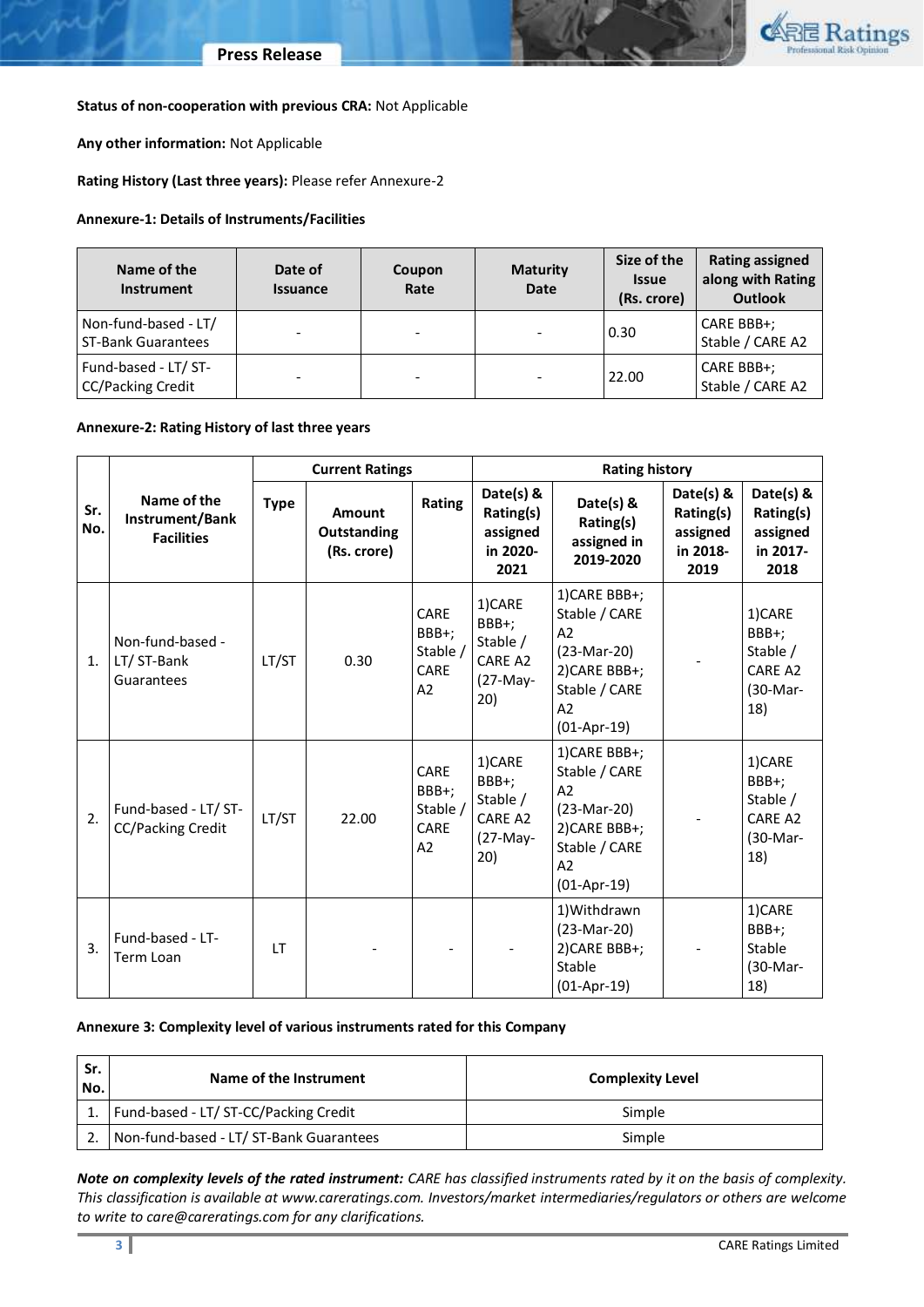**Status of non-cooperation with previous CRA:** Not Applicable

**Any other information:** Not Applicable

**Rating History (Last three years):** Please refer Annexure-2

**Annexure-1: Details of Instruments/Facilities**

| Name of the Instrument | Date of Issuance | Coupon Rate | Maturity Date | Size of the Issue (Rs. crore) | Rating assigned along with Rating Outlook |
|---|---|---|---|---|---|
| Non-fund-based - LT/ ST-Bank Guarantees | - | - | - | 0.30 | CARE BBB+; Stable / CARE A2 |
| Fund-based - LT/ ST-CC/Packing Credit | - | - | - | 22.00 | CARE BBB+; Stable / CARE A2 |

**Annexure-2: Rating History of last three years**

| Sr. No. | Name of the Instrument/Bank Facilities | Current Ratings | | | Rating history | | | |
|---|---|---|---|---|---|---|---|---|
| | | Type | Amount Outstanding (Rs. crore) | Rating | Date(s) & Rating(s) assigned in 2020-2021 | Date(s) & Rating(s) assigned in 2019-2020 | Date(s) & Rating(s) assigned in 2018-2019 | Date(s) & Rating(s) assigned in 2017-2018 |
| 1. | Non-fund-based - LT/ ST-Bank Guarantees | LT/ST | 0.30 | CARE BBB+; Stable / CARE A2 | 1)CARE BBB+; Stable / CARE A2 (27-May-20) | 1)CARE BBB+; Stable / CARE A2 (23-Mar-20) 2)CARE BBB+; Stable / CARE A2 (01-Apr-19) | - | 1)CARE BBB+; Stable / CARE A2 (30-Mar-18) |
| 2. | Fund-based - LT/ ST-CC/Packing Credit | LT/ST | 22.00 | CARE BBB+; Stable / CARE A2 | 1)CARE BBB+; Stable / CARE A2 (27-May-20) | 1)CARE BBB+; Stable / CARE A2 (23-Mar-20) 2)CARE BBB+; Stable / CARE A2 (01-Apr-19) | - | 1)CARE BBB+; Stable / CARE A2 (30-Mar-18) |
| 3. | Fund-based - LT-Term Loan | LT | - | - | - | 1)Withdrawn (23-Mar-20) 2)CARE BBB+; Stable (01-Apr-19) | - | 1)CARE BBB+; Stable (30-Mar-18) |

**Annexure 3: Complexity level of various instruments rated for this Company**

| Sr. No. | Name of the Instrument | Complexity Level |
|---|---|---|
| 1. | Fund-based - LT/ ST-CC/Packing Credit | Simple |
| 2. | Non-fund-based - LT/ ST-Bank Guarantees | Simple |

***Note on complexity levels of the rated instrument:*** *CARE has classified instruments rated by it on the basis of complexity. This classification is available at www.careratings.com. Investors/market intermediaries/regulators or others are welcome to write to care@careratings.com for any clarifications.*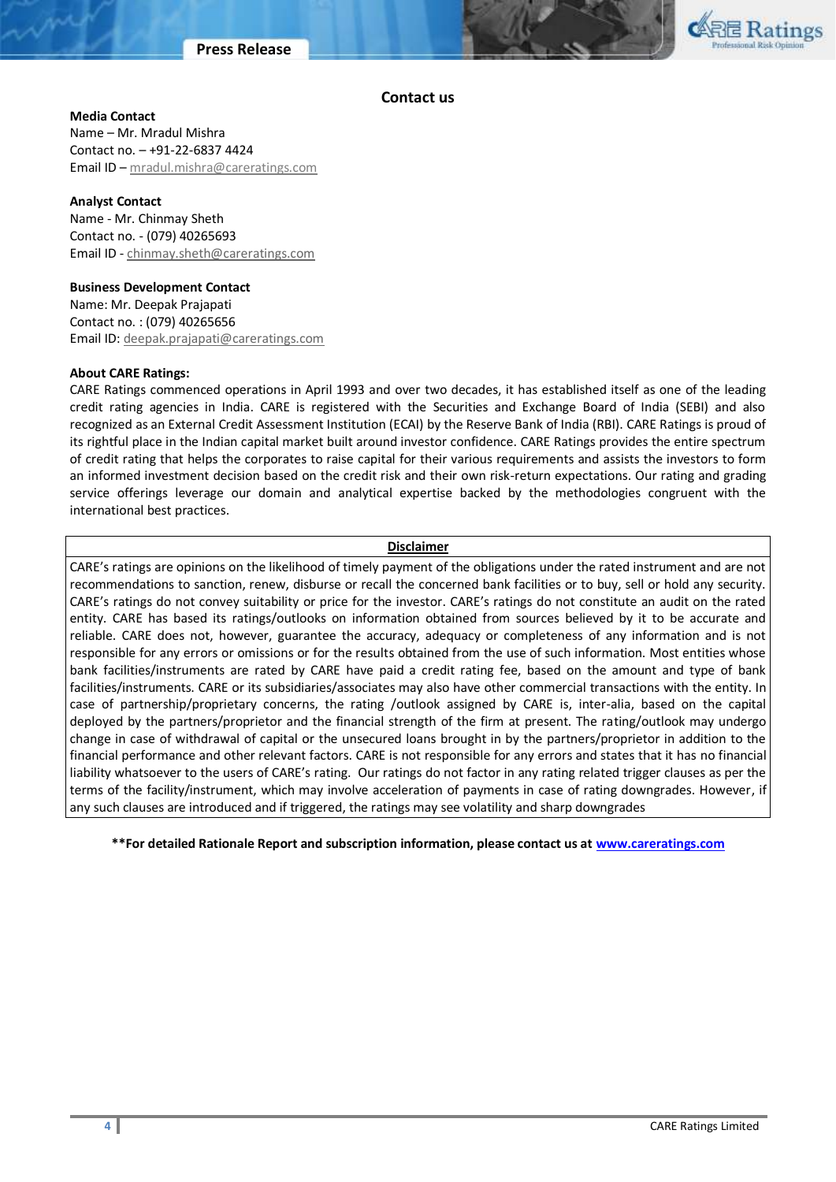## Contact us

**Media Contact**
Name – Mr. Mradul Mishra
Contact no. – +91-22-6837 4424
Email ID – mradul.mishra@careratings.com

**Analyst Contact**
Name - Mr. Chinmay Sheth
Contact no. - (079) 40265693
Email ID - chinmay.sheth@careratings.com

**Business Development Contact**
Name: Mr. Deepak Prajapati
Contact no. : (079) 40265656
Email ID: deepak.prajapati@careratings.com

**About CARE Ratings:**
CARE Ratings commenced operations in April 1993 and over two decades, it has established itself as one of the leading credit rating agencies in India. CARE is registered with the Securities and Exchange Board of India (SEBI) and also recognized as an External Credit Assessment Institution (ECAI) by the Reserve Bank of India (RBI). CARE Ratings is proud of its rightful place in the Indian capital market built around investor confidence. CARE Ratings provides the entire spectrum of credit rating that helps the corporates to raise capital for their various requirements and assists the investors to form an informed investment decision based on the credit risk and their own risk-return expectations. Our rating and grading service offerings leverage our domain and analytical expertise backed by the methodologies congruent with the international best practices.

**Disclaimer**

CARE's ratings are opinions on the likelihood of timely payment of the obligations under the rated instrument and are not recommendations to sanction, renew, disburse or recall the concerned bank facilities or to buy, sell or hold any security. CARE's ratings do not convey suitability or price for the investor. CARE's ratings do not constitute an audit on the rated entity. CARE has based its ratings/outlooks on information obtained from sources believed by it to be accurate and reliable. CARE does not, however, guarantee the accuracy, adequacy or completeness of any information and is not responsible for any errors or omissions or for the results obtained from the use of such information. Most entities whose bank facilities/instruments are rated by CARE have paid a credit rating fee, based on the amount and type of bank facilities/instruments. CARE or its subsidiaries/associates may also have other commercial transactions with the entity. In case of partnership/proprietary concerns, the rating /outlook assigned by CARE is, inter-alia, based on the capital deployed by the partners/proprietor and the financial strength of the firm at present. The rating/outlook may undergo change in case of withdrawal of capital or the unsecured loans brought in by the partners/proprietor in addition to the financial performance and other relevant factors. CARE is not responsible for any errors and states that it has no financial liability whatsoever to the users of CARE's rating. Our ratings do not factor in any rating related trigger clauses as per the terms of the facility/instrument, which may involve acceleration of payments in case of rating downgrades. However, if any such clauses are introduced and if triggered, the ratings may see volatility and sharp downgrades

**\*\*For detailed Rationale Report and subscription information, please contact us at www.careratings.com**